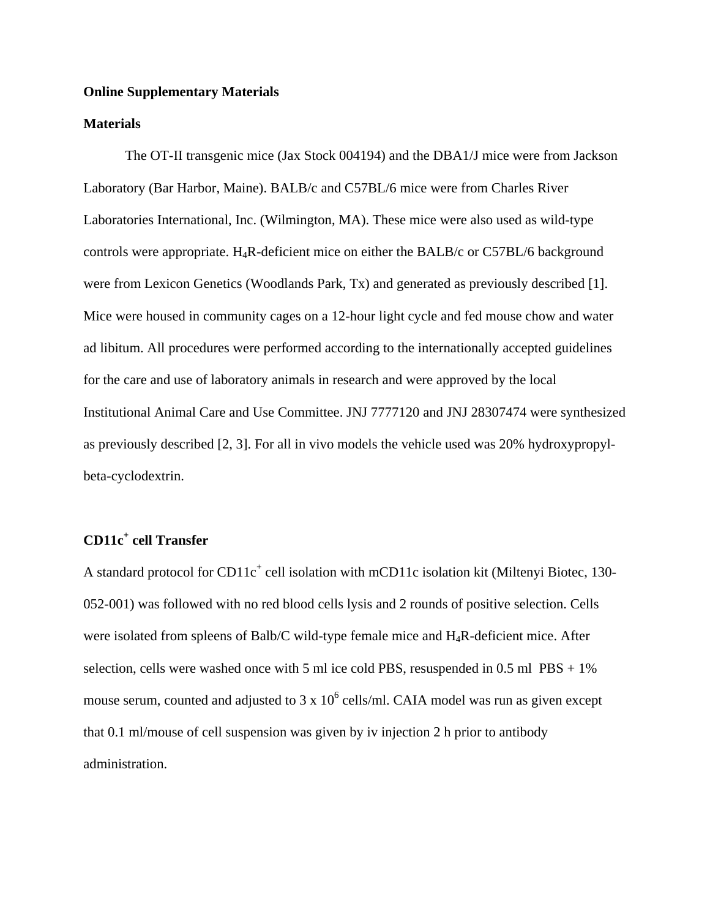**Online Supplementary Materials**

**Materials**

The OT-II transgenic mice (Jax Stock 004194) and the DBA1/J mice were from Jackson Laboratory (Bar Harbor, Maine). BALB/c and C57BL/6 mice were from Charles River Laboratories International, Inc. (Wilmington, MA). These mice were also used as wild-type controls were appropriate. $H_4R$-deficient mice on either the BALB/c or C57BL/6 background were from Lexicon Genetics (Woodlands Park, Tx) and generated as previously described [1]. Mice were housed in community cages on a 12-hour light cycle and fed mouse chow and water ad libitum. All procedures were performed according to the internationally accepted guidelines for the care and use of laboratory animals in research and were approved by the local Institutional Animal Care and Use Committee. JNJ 7777120 and JNJ 28307474 were synthesized as previously described [2, 3]. For all in vivo models the vehicle used was 20% hydroxypropyl-beta-cyclodextrin.

**CD11c$^+$ cell Transfer**

A standard protocol for CD11c$^+$ cell isolation with mCD11c isolation kit (Miltenyi Biotec, 130-052-001) was followed with no red blood cells lysis and 2 rounds of positive selection. Cells were isolated from spleens of Balb/C wild-type female mice and $H_4R$-deficient mice. After selection, cells were washed once with 5 ml ice cold PBS, resuspended in 0.5 ml PBS + 1% mouse serum, counted and adjusted to $3 \times 10^6$ cells/ml. CAIA model was run as given except that 0.1 ml/mouse of cell suspension was given by iv injection 2 h prior to antibody administration.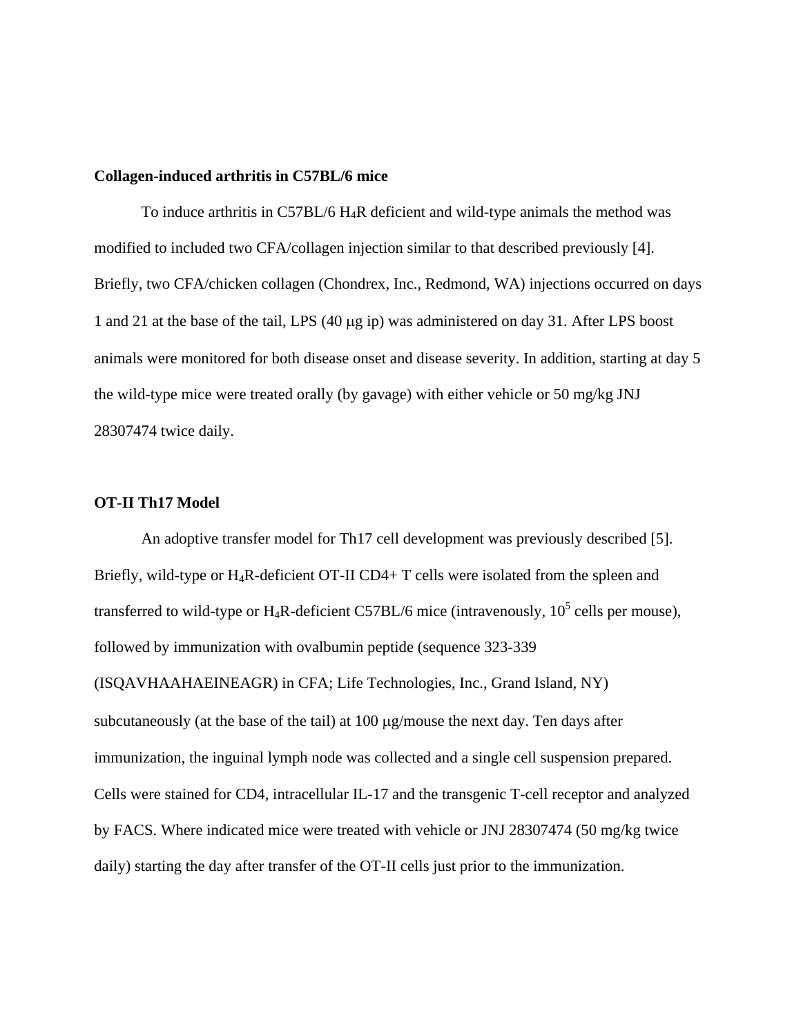**Collagen-induced arthritis in C57BL/6 mice**

To induce arthritis in C57BL/6 $H_4R$ deficient and wild-type animals the method was modified to included two CFA/collagen injection similar to that described previously [4]. Briefly, two CFA/chicken collagen (Chondrex, Inc., Redmond, WA) injections occurred on days 1 and 21 at the base of the tail, LPS (40 μg ip) was administered on day 31. After LPS boost animals were monitored for both disease onset and disease severity. In addition, starting at day 5 the wild-type mice were treated orally (by gavage) with either vehicle or 50 mg/kg JNJ 28307474 twice daily.

**OT-II Th17 Model**

An adoptive transfer model for Th17 cell development was previously described [5]. Briefly, wild-type or $H_4R$-deficient OT-II CD4+ T cells were isolated from the spleen and transferred to wild-type or $H_4R$-deficient C57BL/6 mice (intravenously, $10^5$ cells per mouse), followed by immunization with ovalbumin peptide (sequence 323-339 (ISQAVHAAHAEINEAGR) in CFA; Life Technologies, Inc., Grand Island, NY) subcutaneously (at the base of the tail) at 100 μg/mouse the next day. Ten days after immunization, the inguinal lymph node was collected and a single cell suspension prepared. Cells were stained for CD4, intracellular IL-17 and the transgenic T-cell receptor and analyzed by FACS. Where indicated mice were treated with vehicle or JNJ 28307474 (50 mg/kg twice daily) starting the day after transfer of the OT-II cells just prior to the immunization.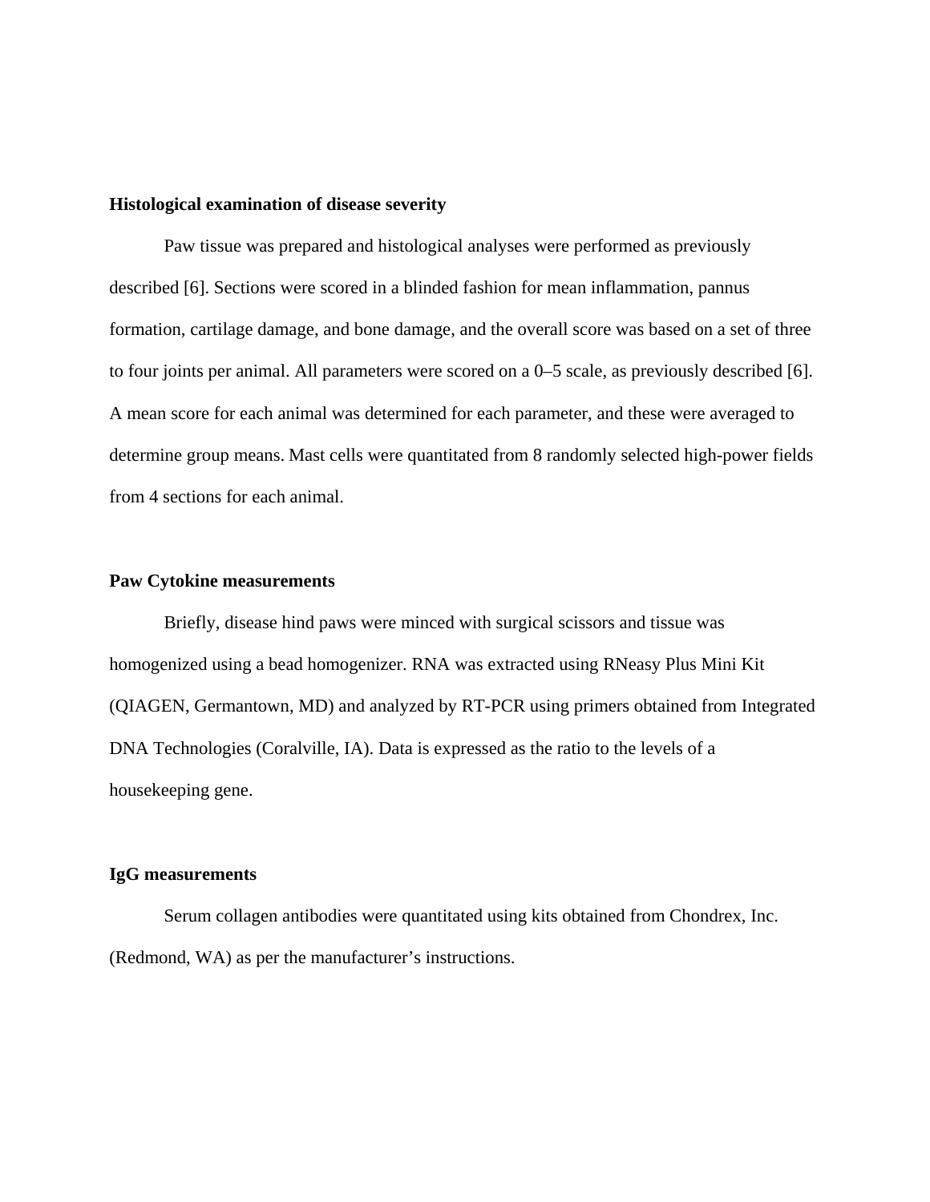**Histological examination of disease severity**

Paw tissue was prepared and histological analyses were performed as previously described [6]. Sections were scored in a blinded fashion for mean inflammation, pannus formation, cartilage damage, and bone damage, and the overall score was based on a set of three to four joints per animal. All parameters were scored on a 0–5 scale, as previously described [6]. A mean score for each animal was determined for each parameter, and these were averaged to determine group means. Mast cells were quantitated from 8 randomly selected high-power fields from 4 sections for each animal.

**Paw Cytokine measurements**

Briefly, disease hind paws were minced with surgical scissors and tissue was homogenized using a bead homogenizer. RNA was extracted using RNeasy Plus Mini Kit (QIAGEN, Germantown, MD) and analyzed by RT-PCR using primers obtained from Integrated DNA Technologies (Coralville, IA). Data is expressed as the ratio to the levels of a housekeeping gene.

**IgG measurements**

Serum collagen antibodies were quantitated using kits obtained from Chondrex, Inc. (Redmond, WA) as per the manufacturer's instructions.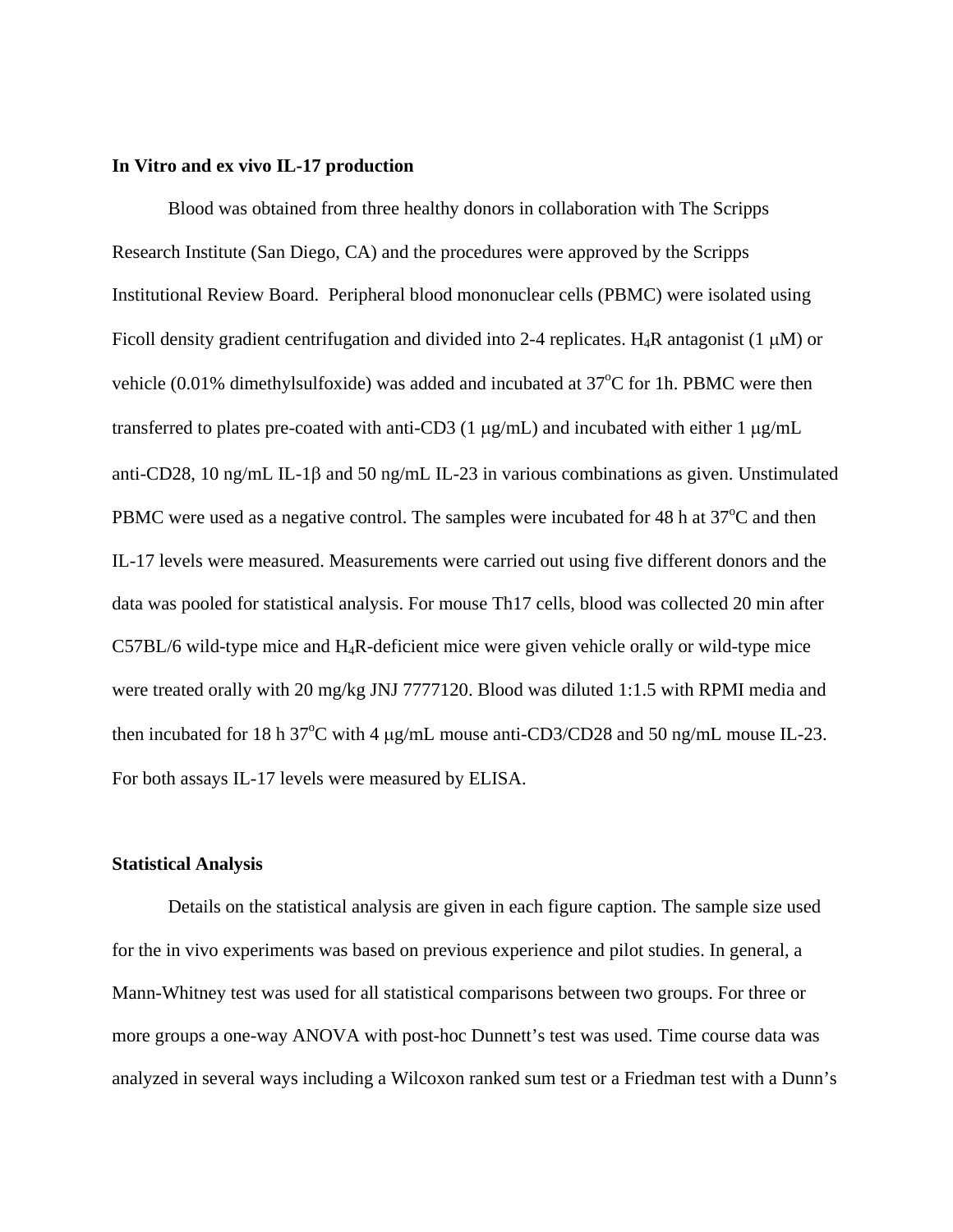**In Vitro and ex vivo IL-17 production**

Blood was obtained from three healthy donors in collaboration with The Scripps Research Institute (San Diego, CA) and the procedures were approved by the Scripps Institutional Review Board. Peripheral blood mononuclear cells (PBMC) were isolated using Ficoll density gradient centrifugation and divided into 2-4 replicates. $H_4R$ antagonist (1 μM) or vehicle (0.01% dimethylsulfoxide) was added and incubated at $37^oC$ for 1h. PBMC were then transferred to plates pre-coated with anti-CD3 (1 μg/mL) and incubated with either 1 μg/mL anti-CD28, 10 ng/mL IL-1β and 50 ng/mL IL-23 in various combinations as given. Unstimulated PBMC were used as a negative control. The samples were incubated for 48 h at $37^oC$ and then IL-17 levels were measured. Measurements were carried out using five different donors and the data was pooled for statistical analysis. For mouse Th17 cells, blood was collected 20 min after C57BL/6 wild-type mice and $H_4R$-deficient mice were given vehicle orally or wild-type mice were treated orally with 20 mg/kg JNJ 7777120. Blood was diluted 1:1.5 with RPMI media and then incubated for 18 h $37^oC$ with 4 μg/mL mouse anti-CD3/CD28 and 50 ng/mL mouse IL-23. For both assays IL-17 levels were measured by ELISA.

**Statistical Analysis**

Details on the statistical analysis are given in each figure caption. The sample size used for the in vivo experiments was based on previous experience and pilot studies. In general, a Mann-Whitney test was used for all statistical comparisons between two groups. For three or more groups a one-way ANOVA with post-hoc Dunnett's test was used. Time course data was analyzed in several ways including a Wilcoxon ranked sum test or a Friedman test with a Dunn's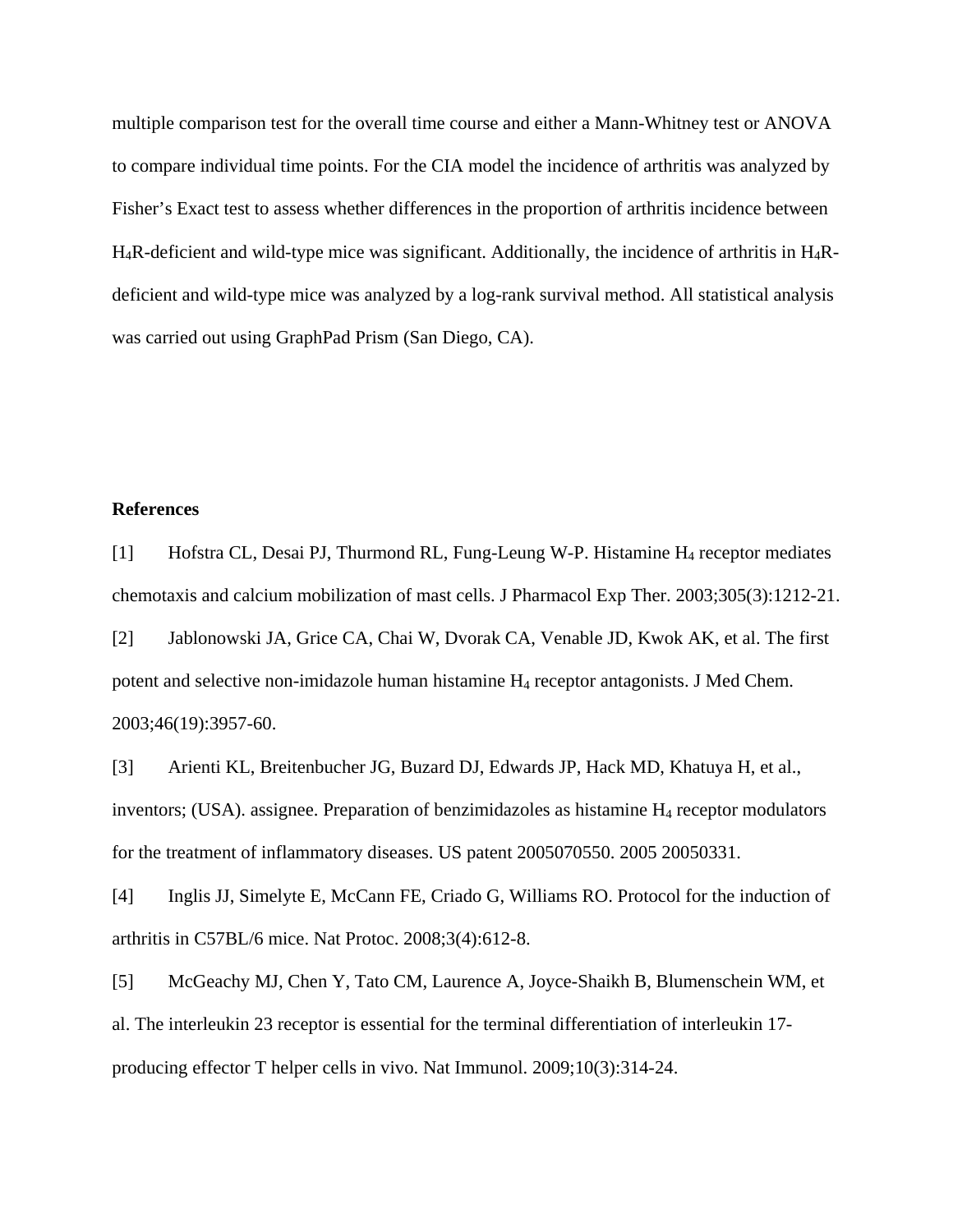multiple comparison test for the overall time course and either a Mann-Whitney test or ANOVA to compare individual time points. For the CIA model the incidence of arthritis was analyzed by Fisher's Exact test to assess whether differences in the proportion of arthritis incidence between $H_4$R-deficient and wild-type mice was significant. Additionally, the incidence of arthritis in $H_4$R-deficient and wild-type mice was analyzed by a log-rank survival method. All statistical analysis was carried out using GraphPad Prism (San Diego, CA).

**References**

[1] Hofstra CL, Desai PJ, Thurmond RL, Fung-Leung W-P. Histamine $H_4$ receptor mediates chemotaxis and calcium mobilization of mast cells. J Pharmacol Exp Ther. 2003;305(3):1212-21.

[2] Jablonowski JA, Grice CA, Chai W, Dvorak CA, Venable JD, Kwok AK, et al. The first potent and selective non-imidazole human histamine $H_4$ receptor antagonists. J Med Chem. 2003;46(19):3957-60.

[3] Arienti KL, Breitenbucher JG, Buzard DJ, Edwards JP, Hack MD, Khatuya H, et al., inventors; (USA). assignee. Preparation of benzimidazoles as histamine $H_4$ receptor modulators for the treatment of inflammatory diseases. US patent 2005070550. 2005 20050331.

[4] Inglis JJ, Simelyte E, McCann FE, Criado G, Williams RO. Protocol for the induction of arthritis in C57BL/6 mice. Nat Protoc. 2008;3(4):612-8.

[5] McGeachy MJ, Chen Y, Tato CM, Laurence A, Joyce-Shaikh B, Blumenschein WM, et al. The interleukin 23 receptor is essential for the terminal differentiation of interleukin 17-producing effector T helper cells in vivo. Nat Immunol. 2009;10(3):314-24.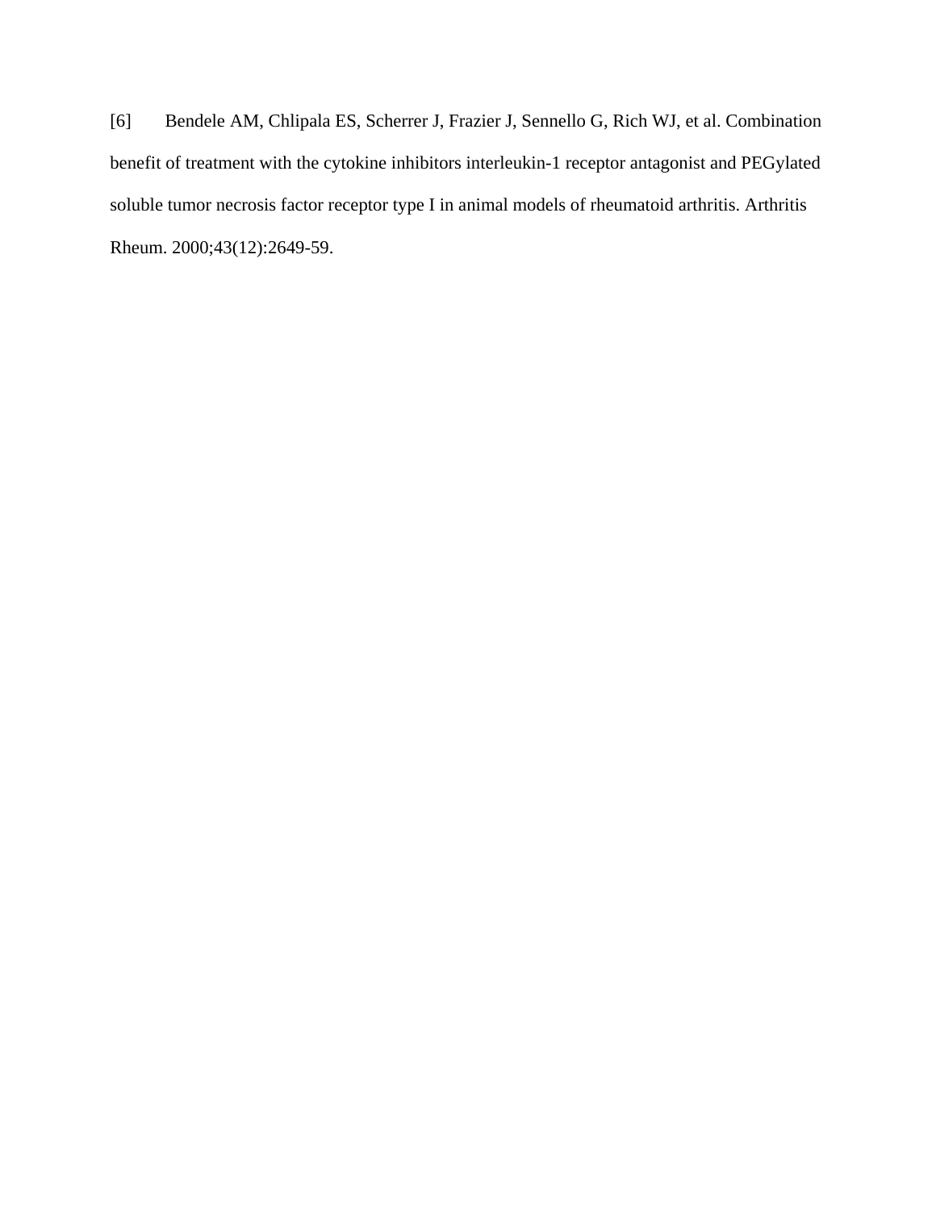[6] Bendele AM, Chlipala ES, Scherrer J, Frazier J, Sennello G, Rich WJ, et al. Combination benefit of treatment with the cytokine inhibitors interleukin-1 receptor antagonist and PEGylated soluble tumor necrosis factor receptor type I in animal models of rheumatoid arthritis. Arthritis Rheum. 2000;43(12):2649-59.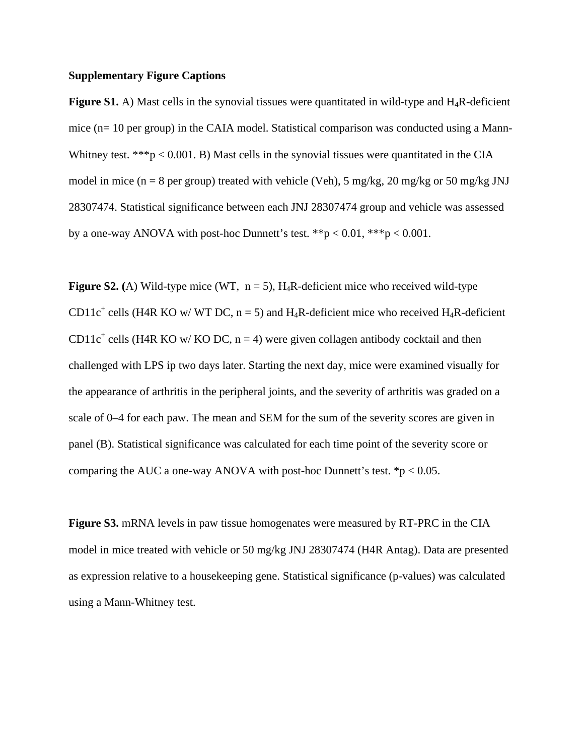**Supplementary Figure Captions**

**Figure S1.** A) Mast cells in the synovial tissues were quantitated in wild-type and $H_4R$-deficient mice (n= 10 per group) in the CAIA model. Statistical comparison was conducted using a Mann-Whitney test. ***$p < 0.001$. B) Mast cells in the synovial tissues were quantitated in the CIA model in mice (n = 8 per group) treated with vehicle (Veh), 5 mg/kg, 20 mg/kg or 50 mg/kg JNJ 28307474. Statistical significance between each JNJ 28307474 group and vehicle was assessed by a one-way ANOVA with post-hoc Dunnett's test. **$p < 0.01$, ***$p < 0.001$.

**Figure S2. (**A) Wild-type mice (WT, n = 5), $H_4R$-deficient mice who received wild-type $CD11c^+$ cells (H4R KO w/ WT DC, n = 5) and $H_4R$-deficient mice who received $H_4R$-deficient $CD11c^+$ cells (H4R KO w/ KO DC, n = 4) were given collagen antibody cocktail and then challenged with LPS ip two days later. Starting the next day, mice were examined visually for the appearance of arthritis in the peripheral joints, and the severity of arthritis was graded on a scale of 0–4 for each paw. The mean and SEM for the sum of the severity scores are given in panel (B). Statistical significance was calculated for each time point of the severity score or comparing the AUC a one-way ANOVA with post-hoc Dunnett's test. *$p < 0.05$.

**Figure S3.** mRNA levels in paw tissue homogenates were measured by RT-PRC in the CIA model in mice treated with vehicle or 50 mg/kg JNJ 28307474 (H4R Antag). Data are presented as expression relative to a housekeeping gene. Statistical significance (p-values) was calculated using a Mann-Whitney test.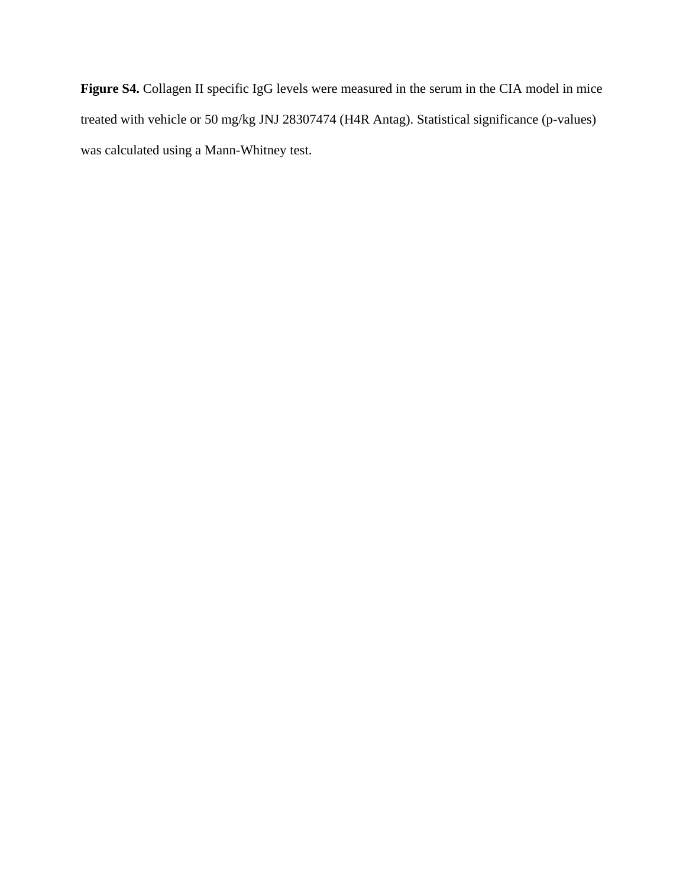**Figure S4.** Collagen II specific IgG levels were measured in the serum in the CIA model in mice treated with vehicle or 50 mg/kg JNJ 28307474 (H4R Antag). Statistical significance (p-values) was calculated using a Mann-Whitney test.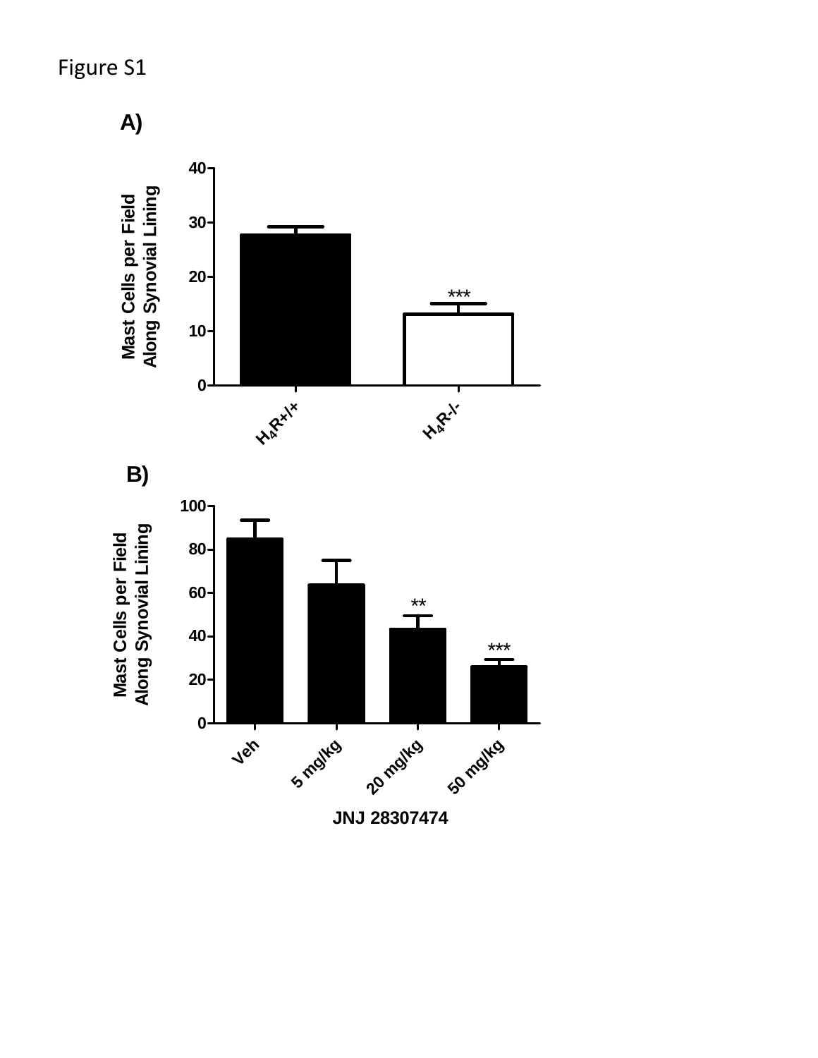Figure S1

A)

Mast Cells per Field Along Synovial Lining

40
30
20
10
0

***

$H_4R$+/+

$H_4R$-/-

B)

Mast Cells per Field Along Synovial Lining

100
80
60
40
20
0

**

***

Veh

5 mg/kg

20 mg/kg

50 mg/kg

JNJ 28307474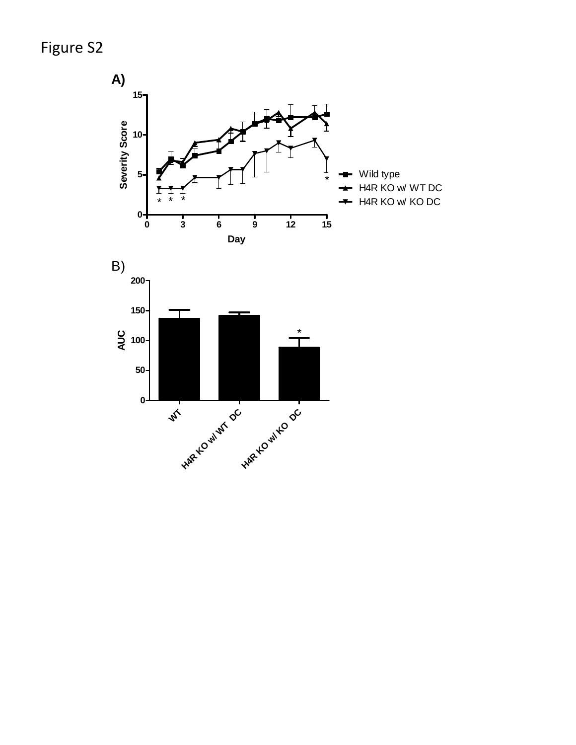Figure S2

A)

B)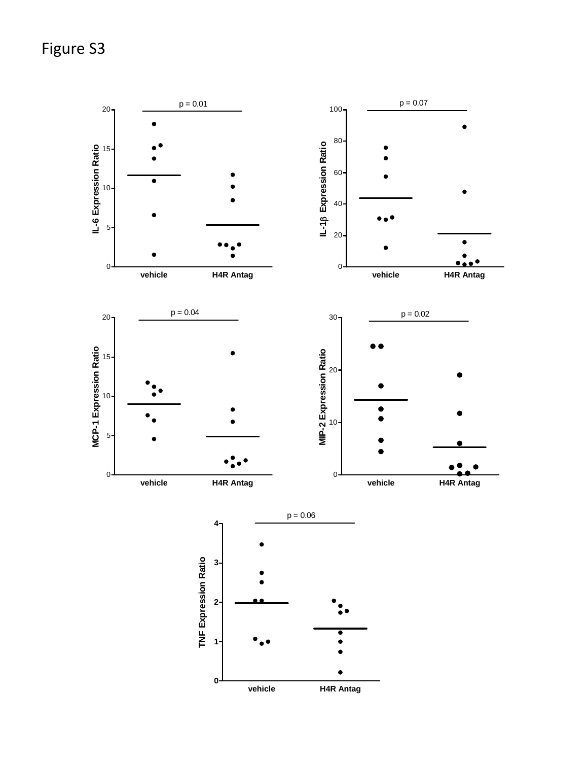Figure S3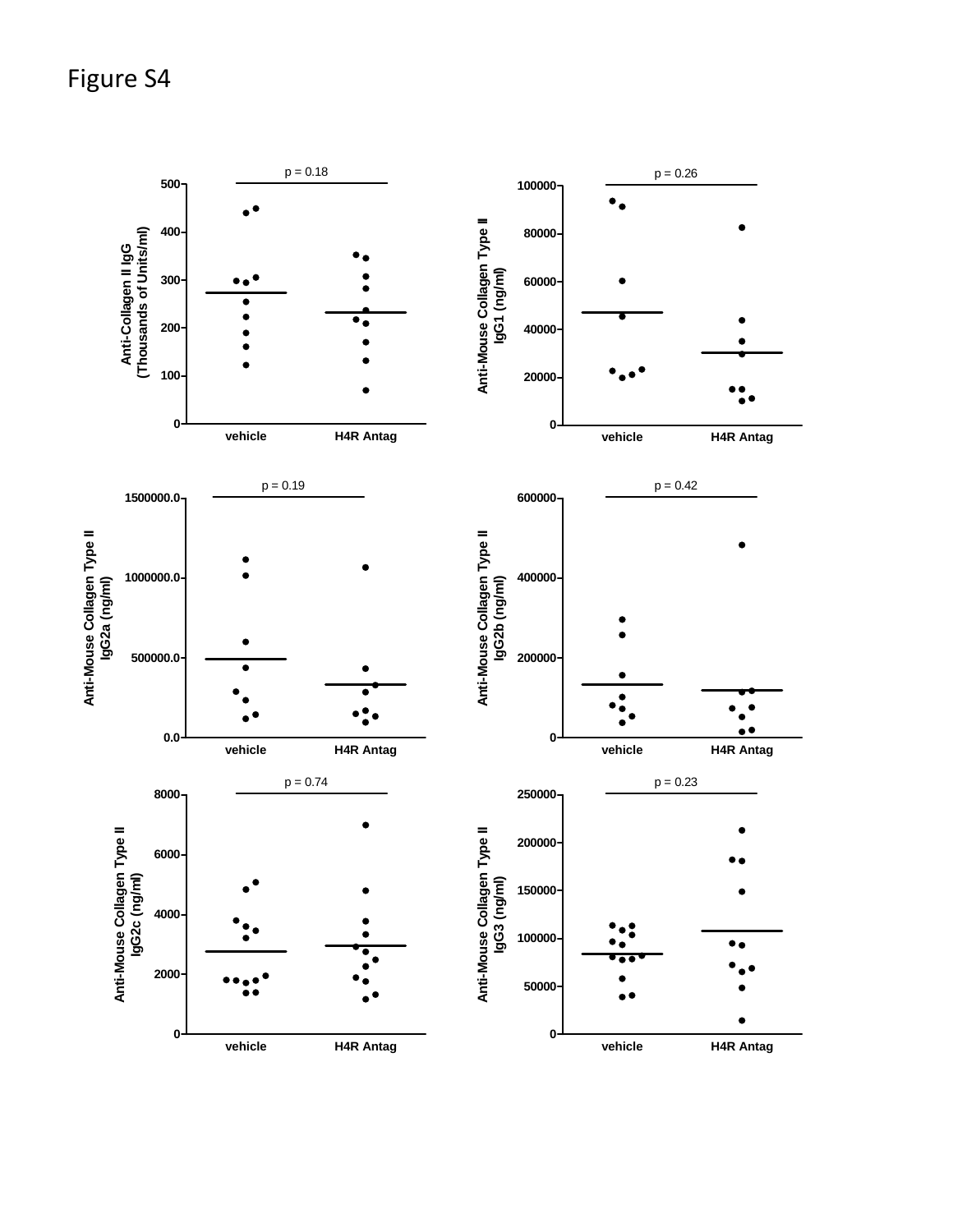# Figure S4

p = 0.18

Anti-Collagen II IgG (Thousands of Units/ml)

500
400
300
200
100
0

vehicle
H4R Antag

p = 0.26

Anti-Mouse Collagen Type II IgG1 (ng/ml)

100000
80000
60000
40000
20000
0

vehicle
H4R Antag

p = 0.19

Anti-Mouse Collagen Type II IgG2a (ng/ml)

1500000.0
1000000.0
500000.0
0.0

vehicle
H4R Antag

p = 0.42

Anti-Mouse Collagen Type II IgG2b (ng/ml)

600000
400000
200000
0

vehicle
H4R Antag

p = 0.74

Anti-Mouse Collagen Type II IgG2c (ng/ml)

8000
6000
4000
2000
0

vehicle
H4R Antag

p = 0.23

Anti-Mouse Collagen Type II IgG3 (ng/ml)

250000
200000
150000
100000
50000
0

vehicle
H4R Antag